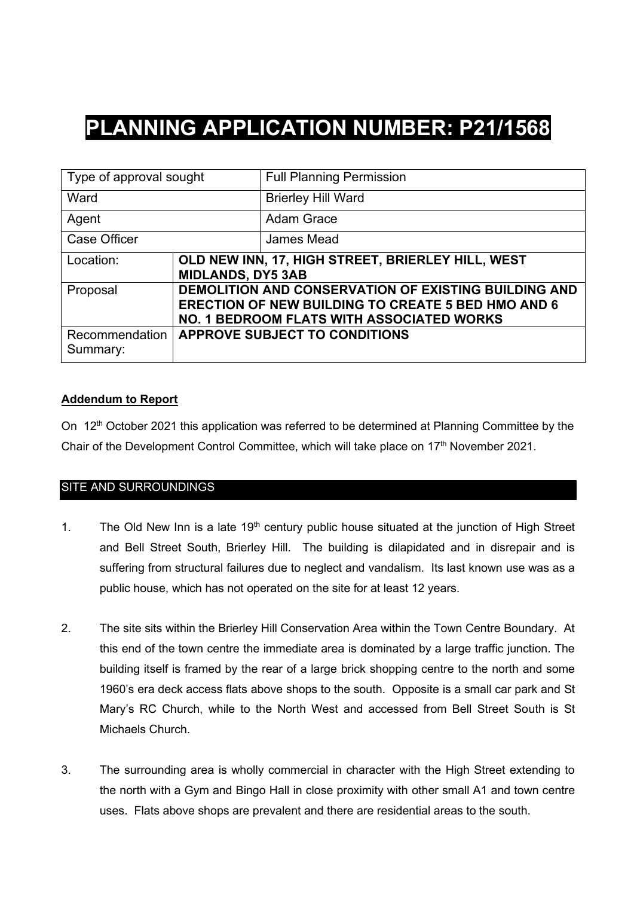# PLANNING APPLICATION NUMBER: P21/1568

| Type of approval sought | | Full Planning Permission |
|---|---|---|
| Ward | | Brierley Hill Ward |
| Agent | | Adam Grace |
| Case Officer | | James Mead |
| Location: | **OLD NEW INN, 17, HIGH STREET, BRIERLEY HILL, WEST MIDLANDS, DY5 3AB** | |
| Proposal | **DEMOLITION AND CONSERVATION OF EXISTING BUILDING AND ERECTION OF NEW BUILDING TO CREATE 5 BED HMO AND 6 NO. 1 BEDROOM FLATS WITH ASSOCIATED WORKS** | |
| Recommendation Summary: | **APPROVE SUBJECT TO CONDITIONS** | |

**Addendum to Report**

On 12th October 2021 this application was referred to be determined at Planning Committee by the Chair of the Development Control Committee, which will take place on 17th November 2021.

## SITE AND SURROUNDINGS

1. The Old New Inn is a late 19th century public house situated at the junction of High Street and Bell Street South, Brierley Hill. The building is dilapidated and in disrepair and is suffering from structural failures due to neglect and vandalism. Its last known use was as a public house, which has not operated on the site for at least 12 years.

2. The site sits within the Brierley Hill Conservation Area within the Town Centre Boundary. At this end of the town centre the immediate area is dominated by a large traffic junction. The building itself is framed by the rear of a large brick shopping centre to the north and some 1960's era deck access flats above shops to the south. Opposite is a small car park and St Mary's RC Church, while to the North West and accessed from Bell Street South is St Michaels Church.

3. The surrounding area is wholly commercial in character with the High Street extending to the north with a Gym and Bingo Hall in close proximity with other small A1 and town centre uses. Flats above shops are prevalent and there are residential areas to the south.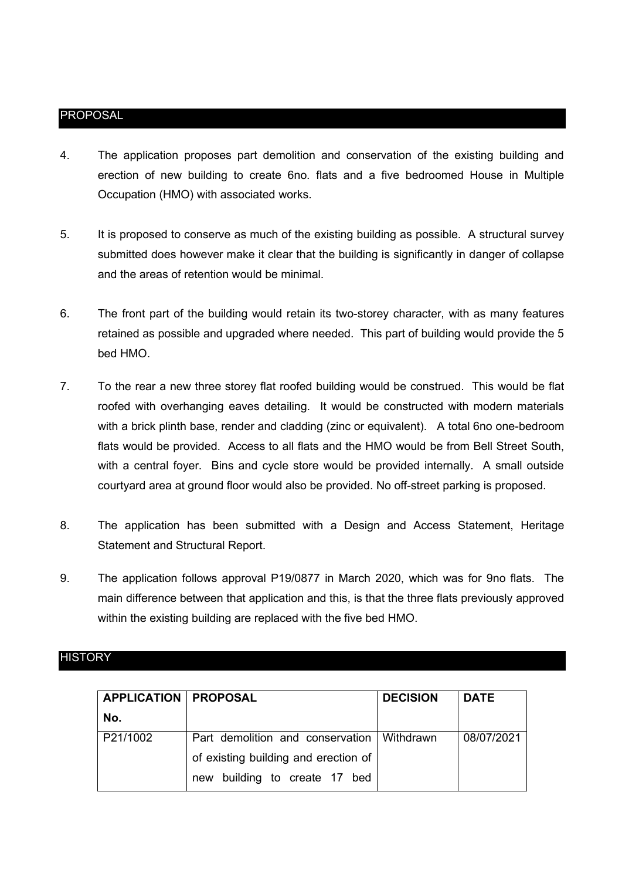## PROPOSAL

4. The application proposes part demolition and conservation of the existing building and erection of new building to create 6no. flats and a five bedroomed House in Multiple Occupation (HMO) with associated works.

5. It is proposed to conserve as much of the existing building as possible. A structural survey submitted does however make it clear that the building is significantly in danger of collapse and the areas of retention would be minimal.

6. The front part of the building would retain its two-storey character, with as many features retained as possible and upgraded where needed. This part of building would provide the 5 bed HMO.

7. To the rear a new three storey flat roofed building would be construed. This would be flat roofed with overhanging eaves detailing. It would be constructed with modern materials with a brick plinth base, render and cladding (zinc or equivalent). A total 6no one-bedroom flats would be provided. Access to all flats and the HMO would be from Bell Street South, with a central foyer. Bins and cycle store would be provided internally. A small outside courtyard area at ground floor would also be provided. No off-street parking is proposed.

8. The application has been submitted with a Design and Access Statement, Heritage Statement and Structural Report.

9. The application follows approval P19/0877 in March 2020, which was for 9no flats. The main difference between that application and this, is that the three flats previously approved within the existing building are replaced with the five bed HMO.

## HISTORY

| APPLICATION No. | PROPOSAL | DECISION | DATE |
|---|---|---|---|
| P21/1002 | Part demolition and conservation of existing building and erection of new building to create 17 bed | Withdrawn | 08/07/2021 |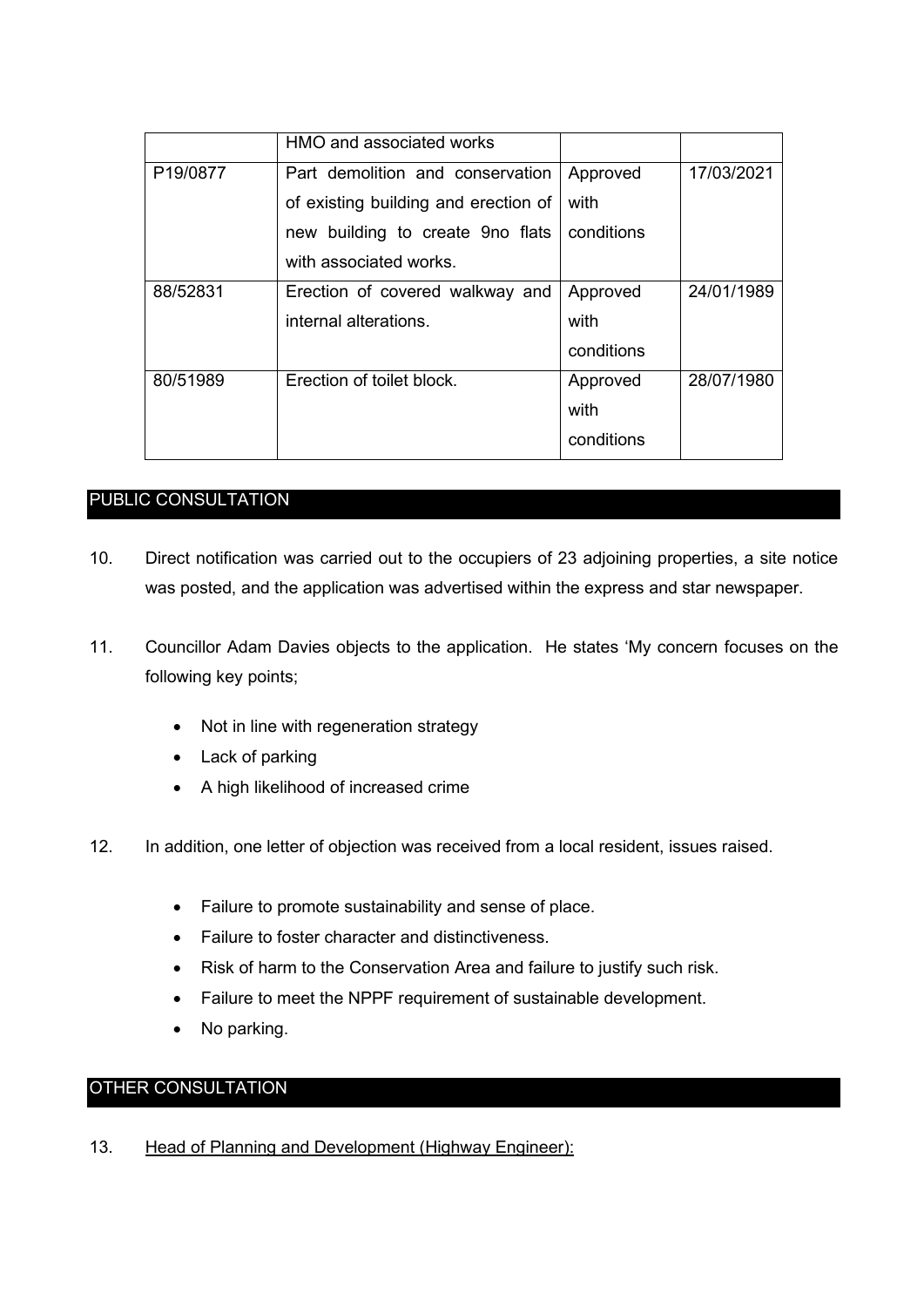| | | | |
|---|---|---|---|
| | HMO and associated works | | |
| P19/0877 | Part demolition and conservation of existing building and erection of new building to create 9no flats with associated works. | Approved with conditions | 17/03/2021 |
| 88/52831 | Erection of covered walkway and internal alterations. | Approved with conditions | 24/01/1989 |
| 80/51989 | Erection of toilet block. | Approved with conditions | 28/07/1980 |

## PUBLIC CONSULTATION

10. Direct notification was carried out to the occupiers of 23 adjoining properties, a site notice was posted, and the application was advertised within the express and star newspaper.

11. Councillor Adam Davies objects to the application. He states 'My concern focuses on the following key points;

    - Not in line with regeneration strategy
    - Lack of parking
    - A high likelihood of increased crime

12. In addition, one letter of objection was received from a local resident, issues raised.

    - Failure to promote sustainability and sense of place.
    - Failure to foster character and distinctiveness.
    - Risk of harm to the Conservation Area and failure to justify such risk.
    - Failure to meet the NPPF requirement of sustainable development.
    - No parking.

## OTHER CONSULTATION

13. Head of Planning and Development (Highway Engineer):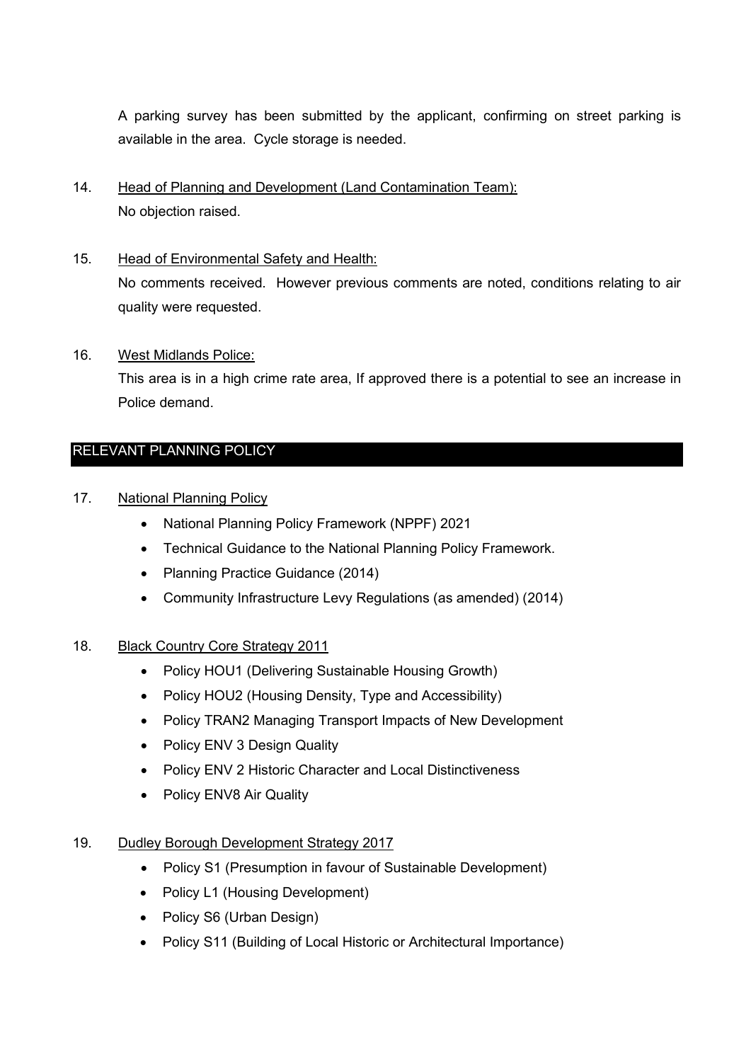A parking survey has been submitted by the applicant, confirming on street parking is available in the area. Cycle storage is needed.

14. Head of Planning and Development (Land Contamination Team):
    No objection raised.

15. Head of Environmental Safety and Health:
    No comments received. However previous comments are noted, conditions relating to air quality were requested.

16. West Midlands Police:
    This area is in a high crime rate area, If approved there is a potential to see an increase in Police demand.

## RELEVANT PLANNING POLICY

17. National Planning Policy
    - National Planning Policy Framework (NPPF) 2021
    - Technical Guidance to the National Planning Policy Framework.
    - Planning Practice Guidance (2014)
    - Community Infrastructure Levy Regulations (as amended) (2014)

18. Black Country Core Strategy 2011
    - Policy HOU1 (Delivering Sustainable Housing Growth)
    - Policy HOU2 (Housing Density, Type and Accessibility)
    - Policy TRAN2 Managing Transport Impacts of New Development
    - Policy ENV 3 Design Quality
    - Policy ENV 2 Historic Character and Local Distinctiveness
    - Policy ENV8 Air Quality

19. Dudley Borough Development Strategy 2017
    - Policy S1 (Presumption in favour of Sustainable Development)
    - Policy L1 (Housing Development)
    - Policy S6 (Urban Design)
    - Policy S11 (Building of Local Historic or Architectural Importance)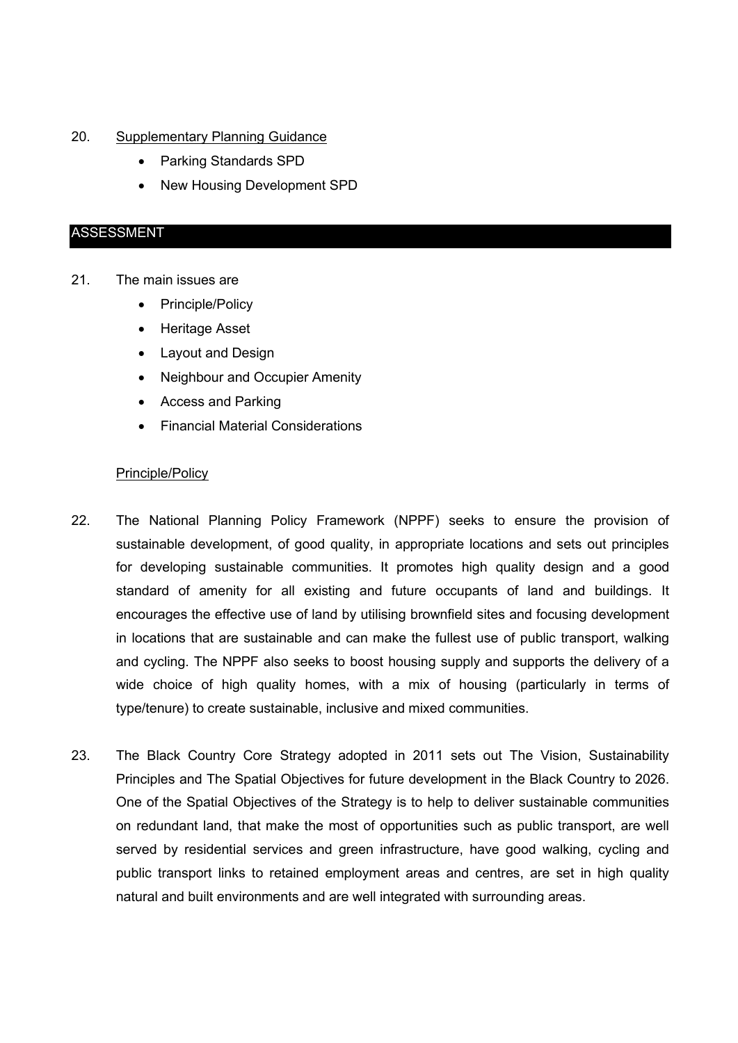20. Supplementary Planning Guidance

- Parking Standards SPD
- New Housing Development SPD

## ASSESSMENT

21. The main issues are

- Principle/Policy
- Heritage Asset
- Layout and Design
- Neighbour and Occupier Amenity
- Access and Parking
- Financial Material Considerations

### Principle/Policy

22. The National Planning Policy Framework (NPPF) seeks to ensure the provision of sustainable development, of good quality, in appropriate locations and sets out principles for developing sustainable communities. It promotes high quality design and a good standard of amenity for all existing and future occupants of land and buildings. It encourages the effective use of land by utilising brownfield sites and focusing development in locations that are sustainable and can make the fullest use of public transport, walking and cycling. The NPPF also seeks to boost housing supply and supports the delivery of a wide choice of high quality homes, with a mix of housing (particularly in terms of type/tenure) to create sustainable, inclusive and mixed communities.

23. The Black Country Core Strategy adopted in 2011 sets out The Vision, Sustainability Principles and The Spatial Objectives for future development in the Black Country to 2026. One of the Spatial Objectives of the Strategy is to help to deliver sustainable communities on redundant land, that make the most of opportunities such as public transport, are well served by residential services and green infrastructure, have good walking, cycling and public transport links to retained employment areas and centres, are set in high quality natural and built environments and are well integrated with surrounding areas.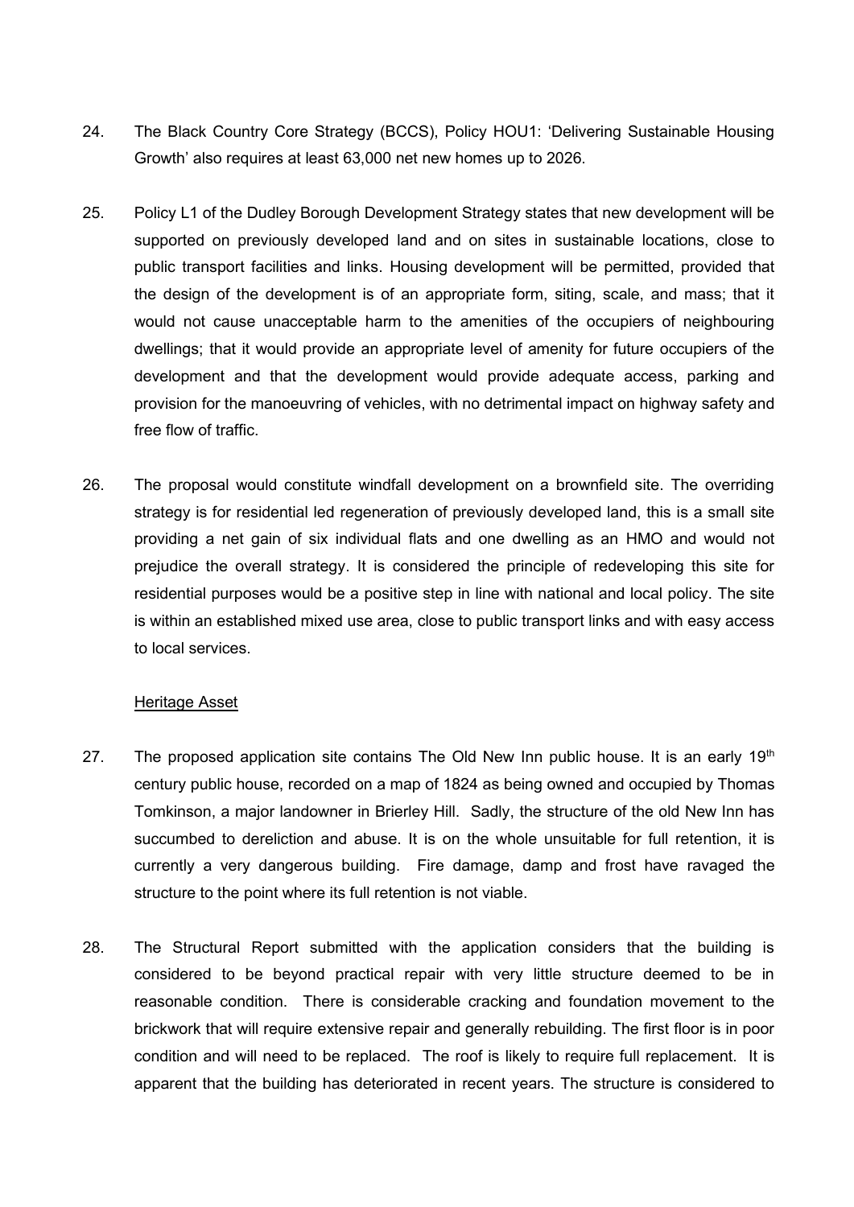24. The Black Country Core Strategy (BCCS), Policy HOU1: 'Delivering Sustainable Housing Growth' also requires at least 63,000 net new homes up to 2026.

25. Policy L1 of the Dudley Borough Development Strategy states that new development will be supported on previously developed land and on sites in sustainable locations, close to public transport facilities and links. Housing development will be permitted, provided that the design of the development is of an appropriate form, siting, scale, and mass; that it would not cause unacceptable harm to the amenities of the occupiers of neighbouring dwellings; that it would provide an appropriate level of amenity for future occupiers of the development and that the development would provide adequate access, parking and provision for the manoeuvring of vehicles, with no detrimental impact on highway safety and free flow of traffic.

26. The proposal would constitute windfall development on a brownfield site. The overriding strategy is for residential led regeneration of previously developed land, this is a small site providing a net gain of six individual flats and one dwelling as an HMO and would not prejudice the overall strategy. It is considered the principle of redeveloping this site for residential purposes would be a positive step in line with national and local policy. The site is within an established mixed use area, close to public transport links and with easy access to local services.

<u>Heritage Asset</u>

27. The proposed application site contains The Old New Inn public house. It is an early 19th century public house, recorded on a map of 1824 as being owned and occupied by Thomas Tomkinson, a major landowner in Brierley Hill. Sadly, the structure of the old New Inn has succumbed to dereliction and abuse. It is on the whole unsuitable for full retention, it is currently a very dangerous building. Fire damage, damp and frost have ravaged the structure to the point where its full retention is not viable.

28. The Structural Report submitted with the application considers that the building is considered to be beyond practical repair with very little structure deemed to be in reasonable condition. There is considerable cracking and foundation movement to the brickwork that will require extensive repair and generally rebuilding. The first floor is in poor condition and will need to be replaced. The roof is likely to require full replacement. It is apparent that the building has deteriorated in recent years. The structure is considered to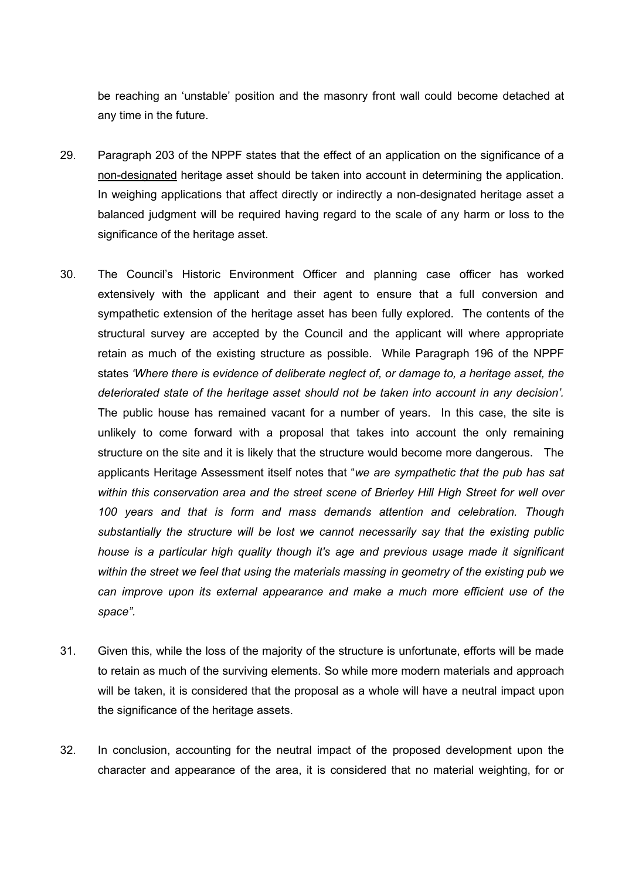be reaching an 'unstable' position and the masonry front wall could become detached at any time in the future.

29. Paragraph 203 of the NPPF states that the effect of an application on the significance of a non-designated heritage asset should be taken into account in determining the application. In weighing applications that affect directly or indirectly a non-designated heritage asset a balanced judgment will be required having regard to the scale of any harm or loss to the significance of the heritage asset.

30. The Council's Historic Environment Officer and planning case officer has worked extensively with the applicant and their agent to ensure that a full conversion and sympathetic extension of the heritage asset has been fully explored. The contents of the structural survey are accepted by the Council and the applicant will where appropriate retain as much of the existing structure as possible. While Paragraph 196 of the NPPF states *'Where there is evidence of deliberate neglect of, or damage to, a heritage asset, the deteriorated state of the heritage asset should not be taken into account in any decision'.* The public house has remained vacant for a number of years. In this case, the site is unlikely to come forward with a proposal that takes into account the only remaining structure on the site and it is likely that the structure would become more dangerous. The applicants Heritage Assessment itself notes that "*we are sympathetic that the pub has sat within this conservation area and the street scene of Brierley Hill High Street for well over 100 years and that is form and mass demands attention and celebration. Though substantially the structure will be lost we cannot necessarily say that the existing public house is a particular high quality though it's age and previous usage made it significant within the street we feel that using the materials massing in geometry of the existing pub we can improve upon its external appearance and make a much more efficient use of the space*".

31. Given this, while the loss of the majority of the structure is unfortunate, efforts will be made to retain as much of the surviving elements. So while more modern materials and approach will be taken, it is considered that the proposal as a whole will have a neutral impact upon the significance of the heritage assets.

32. In conclusion, accounting for the neutral impact of the proposed development upon the character and appearance of the area, it is considered that no material weighting, for or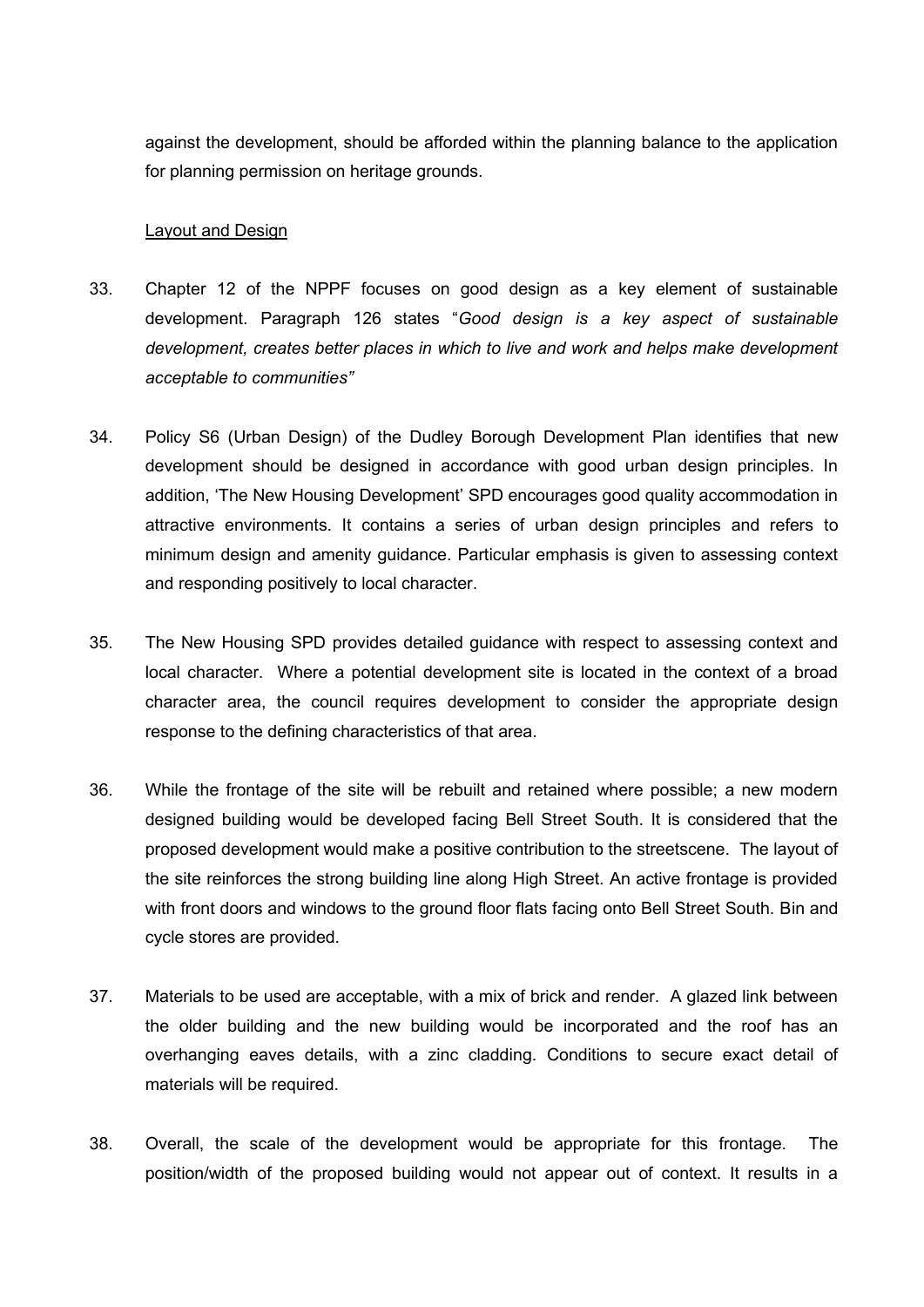against the development, should be afforded within the planning balance to the application for planning permission on heritage grounds.

Layout and Design

33. Chapter 12 of the NPPF focuses on good design as a key element of sustainable development. Paragraph 126 states "*Good design is a key aspect of sustainable development, creates better places in which to live and work and helps make development acceptable to communities"*

34. Policy S6 (Urban Design) of the Dudley Borough Development Plan identifies that new development should be designed in accordance with good urban design principles. In addition, 'The New Housing Development' SPD encourages good quality accommodation in attractive environments. It contains a series of urban design principles and refers to minimum design and amenity guidance. Particular emphasis is given to assessing context and responding positively to local character.

35. The New Housing SPD provides detailed guidance with respect to assessing context and local character. Where a potential development site is located in the context of a broad character area, the council requires development to consider the appropriate design response to the defining characteristics of that area.

36. While the frontage of the site will be rebuilt and retained where possible; a new modern designed building would be developed facing Bell Street South. It is considered that the proposed development would make a positive contribution to the streetscene. The layout of the site reinforces the strong building line along High Street. An active frontage is provided with front doors and windows to the ground floor flats facing onto Bell Street South. Bin and cycle stores are provided.

37. Materials to be used are acceptable, with a mix of brick and render. A glazed link between the older building and the new building would be incorporated and the roof has an overhanging eaves details, with a zinc cladding. Conditions to secure exact detail of materials will be required.

38. Overall, the scale of the development would be appropriate for this frontage. The position/width of the proposed building would not appear out of context. It results in a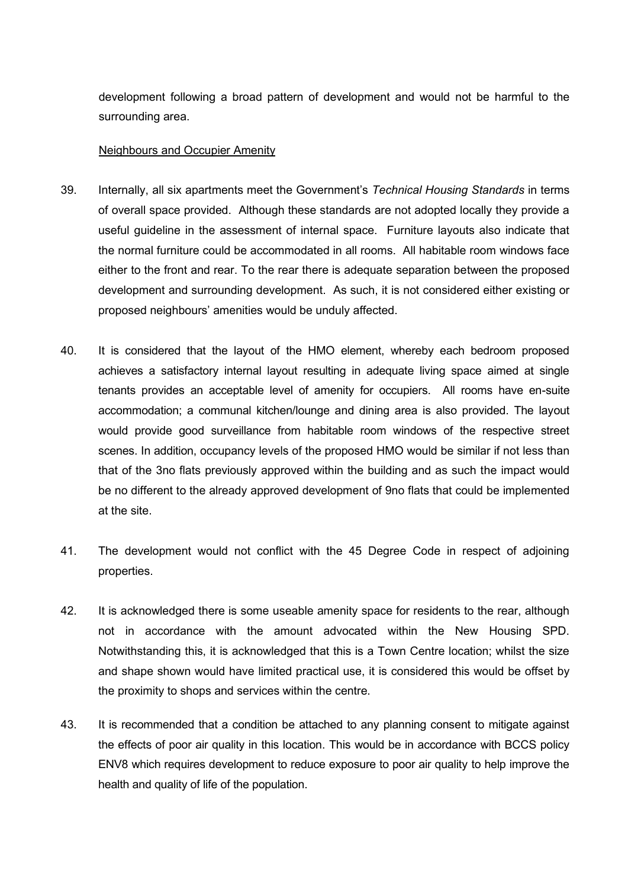development following a broad pattern of development and would not be harmful to the surrounding area.

<u>Neighbours and Occupier Amenity</u>

39. Internally, all six apartments meet the Government's *Technical Housing Standards* in terms of overall space provided. Although these standards are not adopted locally they provide a useful guideline in the assessment of internal space. Furniture layouts also indicate that the normal furniture could be accommodated in all rooms. All habitable room windows face either to the front and rear. To the rear there is adequate separation between the proposed development and surrounding development. As such, it is not considered either existing or proposed neighbours' amenities would be unduly affected.

40. It is considered that the layout of the HMO element, whereby each bedroom proposed achieves a satisfactory internal layout resulting in adequate living space aimed at single tenants provides an acceptable level of amenity for occupiers. All rooms have en-suite accommodation; a communal kitchen/lounge and dining area is also provided. The layout would provide good surveillance from habitable room windows of the respective street scenes. In addition, occupancy levels of the proposed HMO would be similar if not less than that of the 3no flats previously approved within the building and as such the impact would be no different to the already approved development of 9no flats that could be implemented at the site.

41. The development would not conflict with the 45 Degree Code in respect of adjoining properties.

42. It is acknowledged there is some useable amenity space for residents to the rear, although not in accordance with the amount advocated within the New Housing SPD. Notwithstanding this, it is acknowledged that this is a Town Centre location; whilst the size and shape shown would have limited practical use, it is considered this would be offset by the proximity to shops and services within the centre.

43. It is recommended that a condition be attached to any planning consent to mitigate against the effects of poor air quality in this location. This would be in accordance with BCCS policy ENV8 which requires development to reduce exposure to poor air quality to help improve the health and quality of life of the population.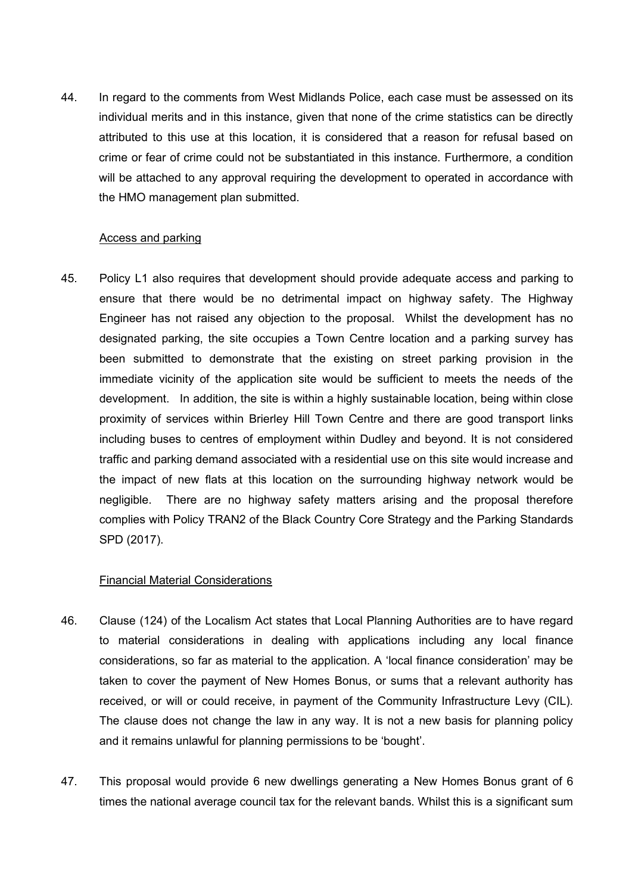44. In regard to the comments from West Midlands Police, each case must be assessed on its individual merits and in this instance, given that none of the crime statistics can be directly attributed to this use at this location, it is considered that a reason for refusal based on crime or fear of crime could not be substantiated in this instance. Furthermore, a condition will be attached to any approval requiring the development to operated in accordance with the HMO management plan submitted.

<u>Access and parking</u>

45. Policy L1 also requires that development should provide adequate access and parking to ensure that there would be no detrimental impact on highway safety. The Highway Engineer has not raised any objection to the proposal. Whilst the development has no designated parking, the site occupies a Town Centre location and a parking survey has been submitted to demonstrate that the existing on street parking provision in the immediate vicinity of the application site would be sufficient to meets the needs of the development. In addition, the site is within a highly sustainable location, being within close proximity of services within Brierley Hill Town Centre and there are good transport links including buses to centres of employment within Dudley and beyond. It is not considered traffic and parking demand associated with a residential use on this site would increase and the impact of new flats at this location on the surrounding highway network would be negligible. There are no highway safety matters arising and the proposal therefore complies with Policy TRAN2 of the Black Country Core Strategy and the Parking Standards SPD (2017).

<u>Financial Material Considerations</u>

46. Clause (124) of the Localism Act states that Local Planning Authorities are to have regard to material considerations in dealing with applications including any local finance considerations, so far as material to the application. A 'local finance consideration' may be taken to cover the payment of New Homes Bonus, or sums that a relevant authority has received, or will or could receive, in payment of the Community Infrastructure Levy (CIL). The clause does not change the law in any way. It is not a new basis for planning policy and it remains unlawful for planning permissions to be 'bought'.

47. This proposal would provide 6 new dwellings generating a New Homes Bonus grant of 6 times the national average council tax for the relevant bands. Whilst this is a significant sum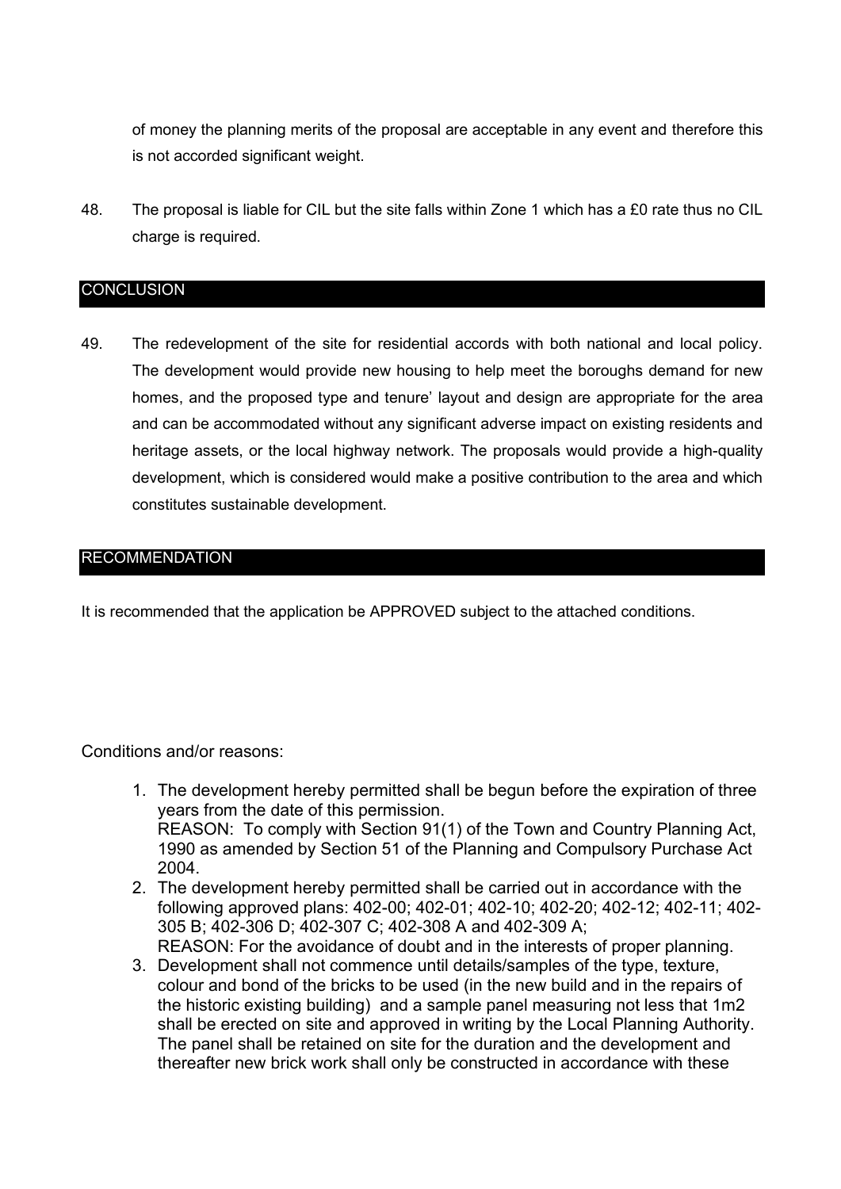of money the planning merits of the proposal are acceptable in any event and therefore this is not accorded significant weight.

48. The proposal is liable for CIL but the site falls within Zone 1 which has a £0 rate thus no CIL charge is required.

## CONCLUSION

49. The redevelopment of the site for residential accords with both national and local policy. The development would provide new housing to help meet the boroughs demand for new homes, and the proposed type and tenure' layout and design are appropriate for the area and can be accommodated without any significant adverse impact on existing residents and heritage assets, or the local highway network. The proposals would provide a high-quality development, which is considered would make a positive contribution to the area and which constitutes sustainable development.

## RECOMMENDATION

It is recommended that the application be APPROVED subject to the attached conditions.

Conditions and/or reasons:

1. The development hereby permitted shall be begun before the expiration of three years from the date of this permission.
   REASON: To comply with Section 91(1) of the Town and Country Planning Act, 1990 as amended by Section 51 of the Planning and Compulsory Purchase Act 2004.
2. The development hereby permitted shall be carried out in accordance with the following approved plans: 402-00; 402-01; 402-10; 402-20; 402-12; 402-11; 402-305 B; 402-306 D; 402-307 C; 402-308 A and 402-309 A;
   REASON: For the avoidance of doubt and in the interests of proper planning.
3. Development shall not commence until details/samples of the type, texture, colour and bond of the bricks to be used (in the new build and in the repairs of the historic existing building) and a sample panel measuring not less that 1m2 shall be erected on site and approved in writing by the Local Planning Authority. The panel shall be retained on site for the duration and the development and thereafter new brick work shall only be constructed in accordance with these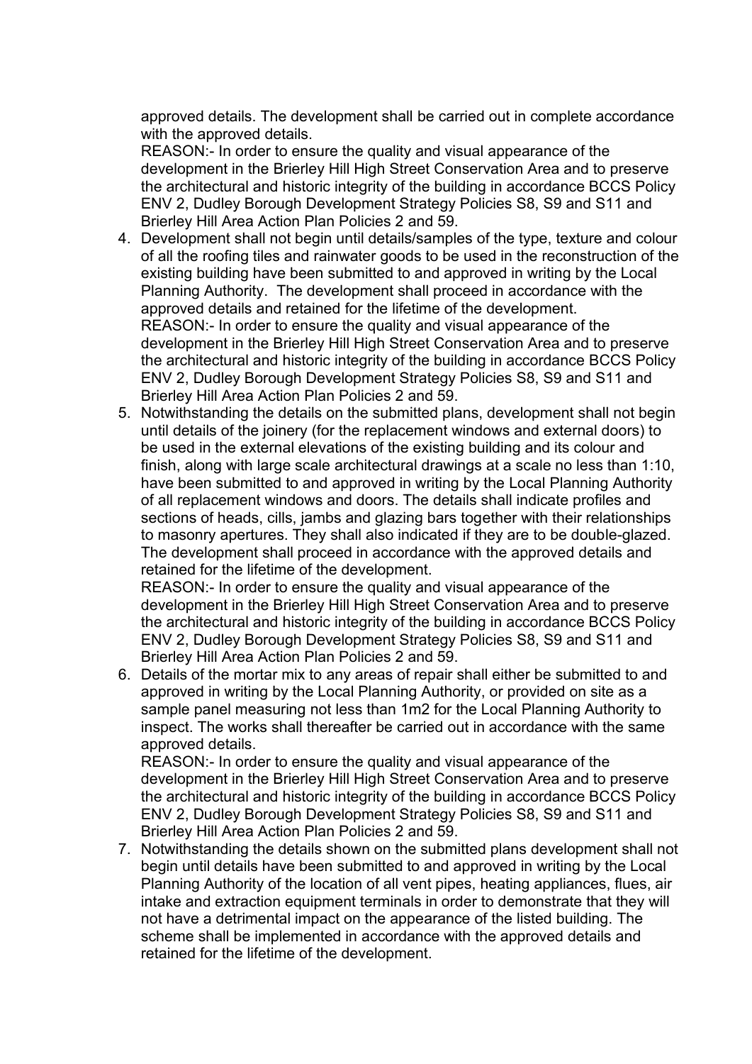approved details. The development shall be carried out in complete accordance with the approved details.
REASON:- In order to ensure the quality and visual appearance of the development in the Brierley Hill High Street Conservation Area and to preserve the architectural and historic integrity of the building in accordance BCCS Policy ENV 2, Dudley Borough Development Strategy Policies S8, S9 and S11 and Brierley Hill Area Action Plan Policies 2 and 59.

4. Development shall not begin until details/samples of the type, texture and colour of all the roofing tiles and rainwater goods to be used in the reconstruction of the existing building have been submitted to and approved in writing by the Local Planning Authority. The development shall proceed in accordance with the approved details and retained for the lifetime of the development.
REASON:- In order to ensure the quality and visual appearance of the development in the Brierley Hill High Street Conservation Area and to preserve the architectural and historic integrity of the building in accordance BCCS Policy ENV 2, Dudley Borough Development Strategy Policies S8, S9 and S11 and Brierley Hill Area Action Plan Policies 2 and 59.
5. Notwithstanding the details on the submitted plans, development shall not begin until details of the joinery (for the replacement windows and external doors) to be used in the external elevations of the existing building and its colour and finish, along with large scale architectural drawings at a scale no less than 1:10, have been submitted to and approved in writing by the Local Planning Authority of all replacement windows and doors. The details shall indicate profiles and sections of heads, cills, jambs and glazing bars together with their relationships to masonry apertures. They shall also indicated if they are to be double-glazed. The development shall proceed in accordance with the approved details and retained for the lifetime of the development.
REASON:- In order to ensure the quality and visual appearance of the development in the Brierley Hill High Street Conservation Area and to preserve the architectural and historic integrity of the building in accordance BCCS Policy ENV 2, Dudley Borough Development Strategy Policies S8, S9 and S11 and Brierley Hill Area Action Plan Policies 2 and 59.
6. Details of the mortar mix to any areas of repair shall either be submitted to and approved in writing by the Local Planning Authority, or provided on site as a sample panel measuring not less than 1m2 for the Local Planning Authority to inspect. The works shall thereafter be carried out in accordance with the same approved details.
REASON:- In order to ensure the quality and visual appearance of the development in the Brierley Hill High Street Conservation Area and to preserve the architectural and historic integrity of the building in accordance BCCS Policy ENV 2, Dudley Borough Development Strategy Policies S8, S9 and S11 and Brierley Hill Area Action Plan Policies 2 and 59.
7. Notwithstanding the details shown on the submitted plans development shall not begin until details have been submitted to and approved in writing by the Local Planning Authority of the location of all vent pipes, heating appliances, flues, air intake and extraction equipment terminals in order to demonstrate that they will not have a detrimental impact on the appearance of the listed building. The scheme shall be implemented in accordance with the approved details and retained for the lifetime of the development.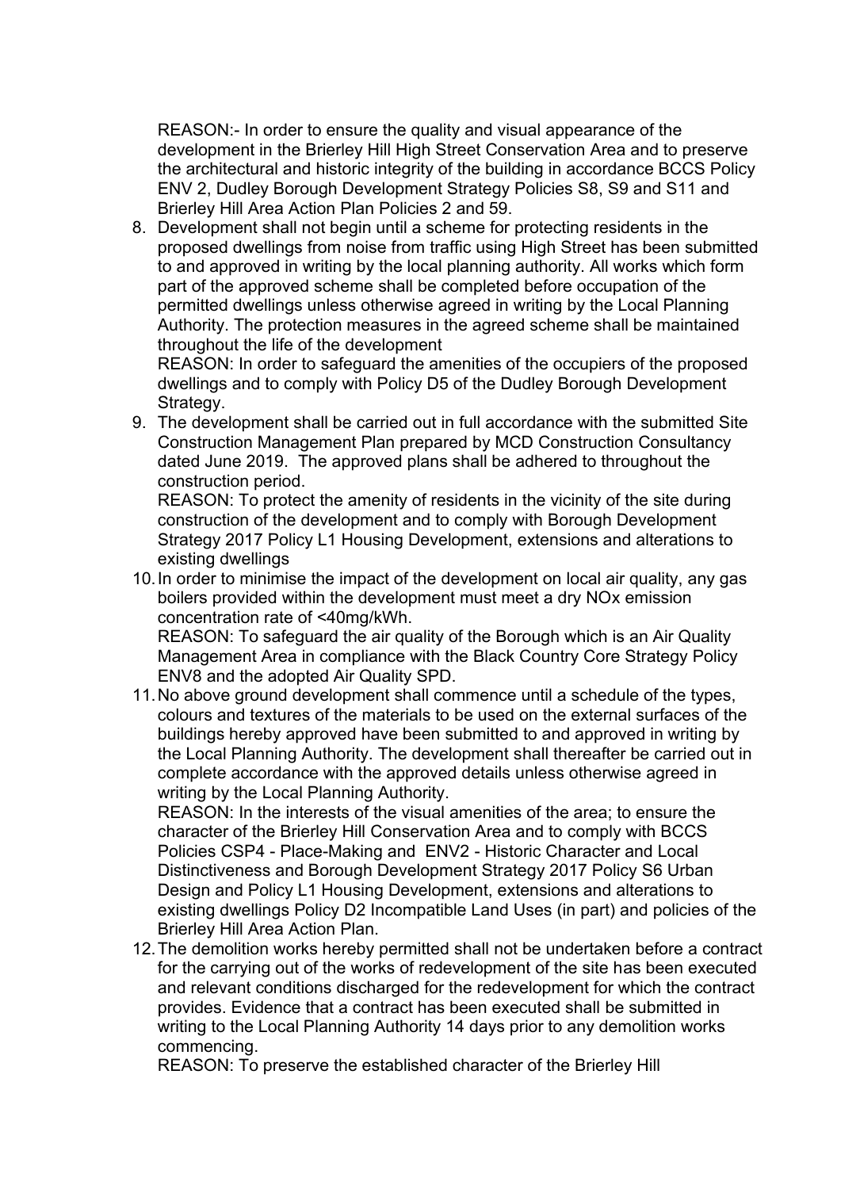REASON:- In order to ensure the quality and visual appearance of the development in the Brierley Hill High Street Conservation Area and to preserve the architectural and historic integrity of the building in accordance BCCS Policy ENV 2, Dudley Borough Development Strategy Policies S8, S9 and S11 and Brierley Hill Area Action Plan Policies 2 and 59.

8. Development shall not begin until a scheme for protecting residents in the proposed dwellings from noise from traffic using High Street has been submitted to and approved in writing by the local planning authority. All works which form part of the approved scheme shall be completed before occupation of the permitted dwellings unless otherwise agreed in writing by the Local Planning Authority. The protection measures in the agreed scheme shall be maintained throughout the life of the development
   REASON: In order to safeguard the amenities of the occupiers of the proposed dwellings and to comply with Policy D5 of the Dudley Borough Development Strategy.
9. The development shall be carried out in full accordance with the submitted Site Construction Management Plan prepared by MCD Construction Consultancy dated June 2019. The approved plans shall be adhered to throughout the construction period.
   REASON: To protect the amenity of residents in the vicinity of the site during construction of the development and to comply with Borough Development Strategy 2017 Policy L1 Housing Development, extensions and alterations to existing dwellings
10. In order to minimise the impact of the development on local air quality, any gas boilers provided within the development must meet a dry NOx emission concentration rate of <40mg/kWh.
    REASON: To safeguard the air quality of the Borough which is an Air Quality Management Area in compliance with the Black Country Core Strategy Policy ENV8 and the adopted Air Quality SPD.
11. No above ground development shall commence until a schedule of the types, colours and textures of the materials to be used on the external surfaces of the buildings hereby approved have been submitted to and approved in writing by the Local Planning Authority. The development shall thereafter be carried out in complete accordance with the approved details unless otherwise agreed in writing by the Local Planning Authority.
    REASON: In the interests of the visual amenities of the area; to ensure the character of the Brierley Hill Conservation Area and to comply with BCCS Policies CSP4 - Place-Making and ENV2 - Historic Character and Local Distinctiveness and Borough Development Strategy 2017 Policy S6 Urban Design and Policy L1 Housing Development, extensions and alterations to existing dwellings Policy D2 Incompatible Land Uses (in part) and policies of the Brierley Hill Area Action Plan.
12. The demolition works hereby permitted shall not be undertaken before a contract for the carrying out of the works of redevelopment of the site has been executed and relevant conditions discharged for the redevelopment for which the contract provides. Evidence that a contract has been executed shall be submitted in writing to the Local Planning Authority 14 days prior to any demolition works commencing.
    REASON: To preserve the established character of the Brierley Hill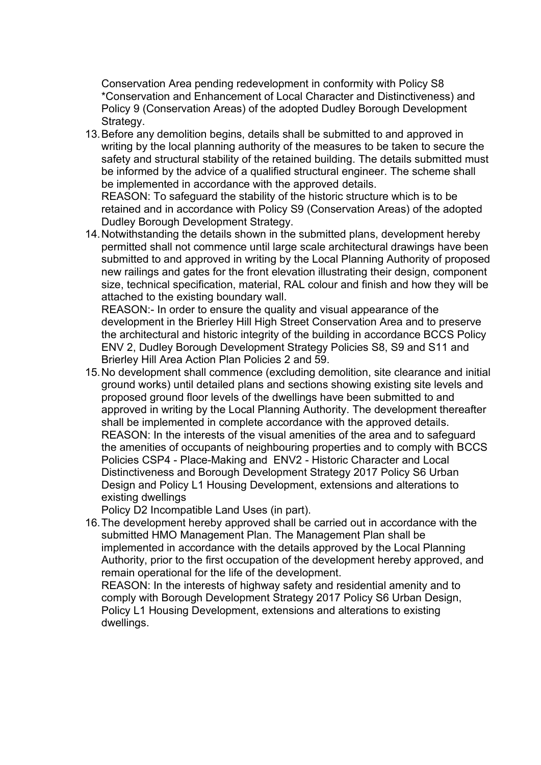Conservation Area pending redevelopment in conformity with Policy S8 *Conservation and Enhancement of Local Character and Distinctiveness) and Policy 9 (Conservation Areas) of the adopted Dudley Borough Development Strategy.

13. Before any demolition begins, details shall be submitted to and approved in writing by the local planning authority of the measures to be taken to secure the safety and structural stability of the retained building. The details submitted must be informed by the advice of a qualified structural engineer. The scheme shall be implemented in accordance with the approved details.
REASON: To safeguard the stability of the historic structure which is to be retained and in accordance with Policy S9 (Conservation Areas) of the adopted Dudley Borough Development Strategy.

14. Notwithstanding the details shown in the submitted plans, development hereby permitted shall not commence until large scale architectural drawings have been submitted to and approved in writing by the Local Planning Authority of proposed new railings and gates for the front elevation illustrating their design, component size, technical specification, material, RAL colour and finish and how they will be attached to the existing boundary wall.
REASON:- In order to ensure the quality and visual appearance of the development in the Brierley Hill High Street Conservation Area and to preserve the architectural and historic integrity of the building in accordance BCCS Policy ENV 2, Dudley Borough Development Strategy Policies S8, S9 and S11 and Brierley Hill Area Action Plan Policies 2 and 59.

15. No development shall commence (excluding demolition, site clearance and initial ground works) until detailed plans and sections showing existing site levels and proposed ground floor levels of the dwellings have been submitted to and approved in writing by the Local Planning Authority. The development thereafter shall be implemented in complete accordance with the approved details.
REASON: In the interests of the visual amenities of the area and to safeguard the amenities of occupants of neighbouring properties and to comply with BCCS Policies CSP4 - Place-Making and ENV2 - Historic Character and Local Distinctiveness and Borough Development Strategy 2017 Policy S6 Urban Design and Policy L1 Housing Development, extensions and alterations to existing dwellings
Policy D2 Incompatible Land Uses (in part).

16. The development hereby approved shall be carried out in accordance with the submitted HMO Management Plan. The Management Plan shall be implemented in accordance with the details approved by the Local Planning Authority, prior to the first occupation of the development hereby approved, and remain operational for the life of the development.
REASON: In the interests of highway safety and residential amenity and to comply with Borough Development Strategy 2017 Policy S6 Urban Design, Policy L1 Housing Development, extensions and alterations to existing dwellings.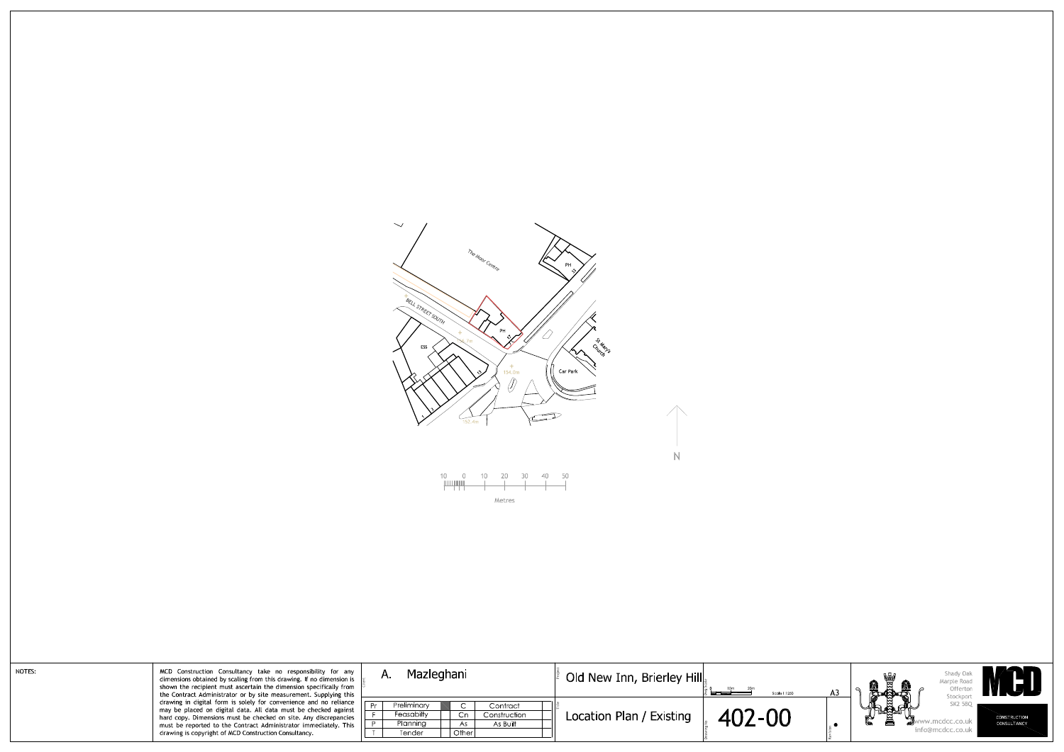The Moor Centre

BELL STREET SOUTH

PH

ESS

St Mary's Church

Car Park

154.0m

152.4m

10 0 10 20 30 40 50

Metres

N

NOTES:

MCD Construction Consultancy take no responsibility for any dimensions obtained by scaling from this drawing. If no dimension is shown the recipient must ascertain the dimension specifically from the Contract Administrator or by site measurement. Supplying this drawing in digital form is solely for convenience and no reliance may be placed on digital data. All data must be checked against hard copy. Dimensions must be checked on site. Any discrepancies must be reported to the Contract Administrator immediately. This drawing is copyright of MCD Construction Consultancy.

Client: A. Mazleghani

| Pr | Preliminary | | C | Contract | |
|---|---|---|---|---|---|
| F | Feasabilty | | Cn | Construction | |
| P | Planning | | As | As Built | |
| T | Tender | | Other | | |

Project: Old New Inn, Brierley Hill

Title: Location Plan / Existing

Scale: 1:1250 A3

Drawing No: 402-00

Revision: .

Shady Oak
Marple Road
Offerton
Stockport
SK2 5BQ

www.mcdcc.co.uk
info@mcdcc.co.uk

MCD CONSTRUCTION CONSULTANCY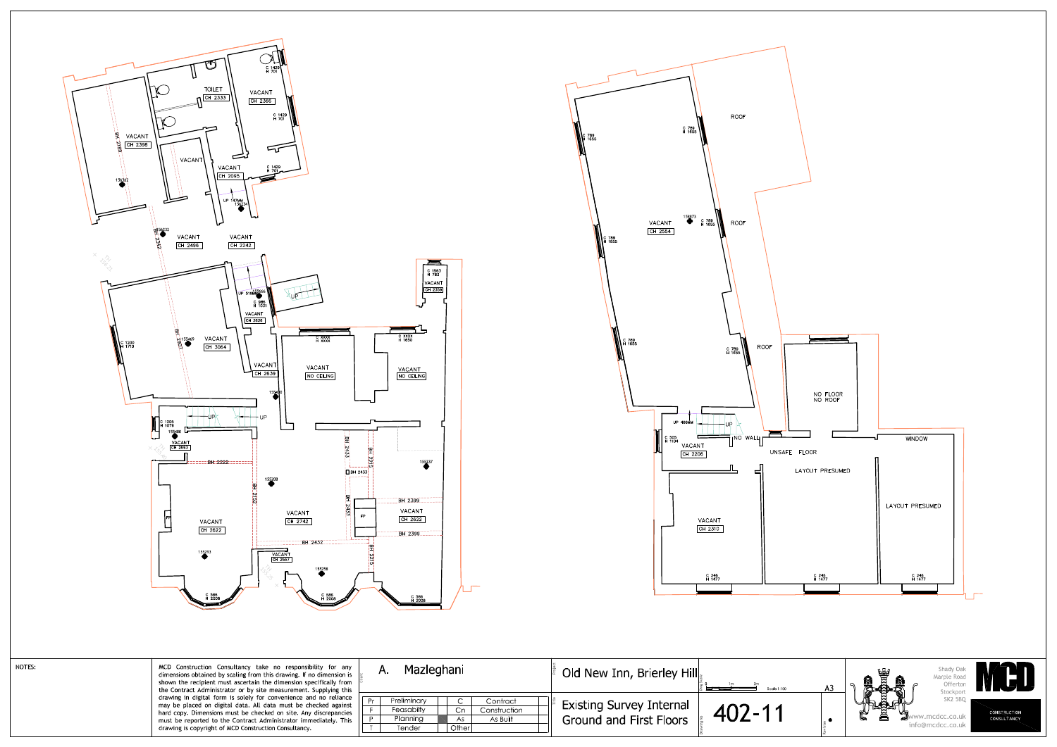NOTES:

MCD Construction Consultancy take no responsibility for any dimensions obtained by scaling from this drawing. If no dimension is shown the recipient must ascertain the dimension specifically from the Contract Administrator or by site measurement. Supplying this drawing in digital form is solely for convenience and no reliance may be placed on digital data. All data must be checked against hard copy. Dimensions must be checked on site. Any discrepancies must be reported to the Contract Administrator immediately. This drawing is copyright of MCD Construction Consultancy.

Client: A. Mazleghani

| | | | | |
|---|---|---|---|---|
| Pr | Preliminary | | C | Contract |
| F | Feasability | | Cn | Construction |
| P | Planning | ■ | As | As Built |
| T | Tender | | Other | |

Project: Old New Inn, Brierley Hill

Title: Existing Survey Internal Ground and First Floors

Scale 1:100 — A3

Drawing No: 402-11

Revision: •

Shady Oak
Marple Road
Offerton
Stockport
SK2 5BQ

MCD CONSTRUCTION CONSULTANCY

www.mcdcc.co.uk
info@mcdcc.co.uk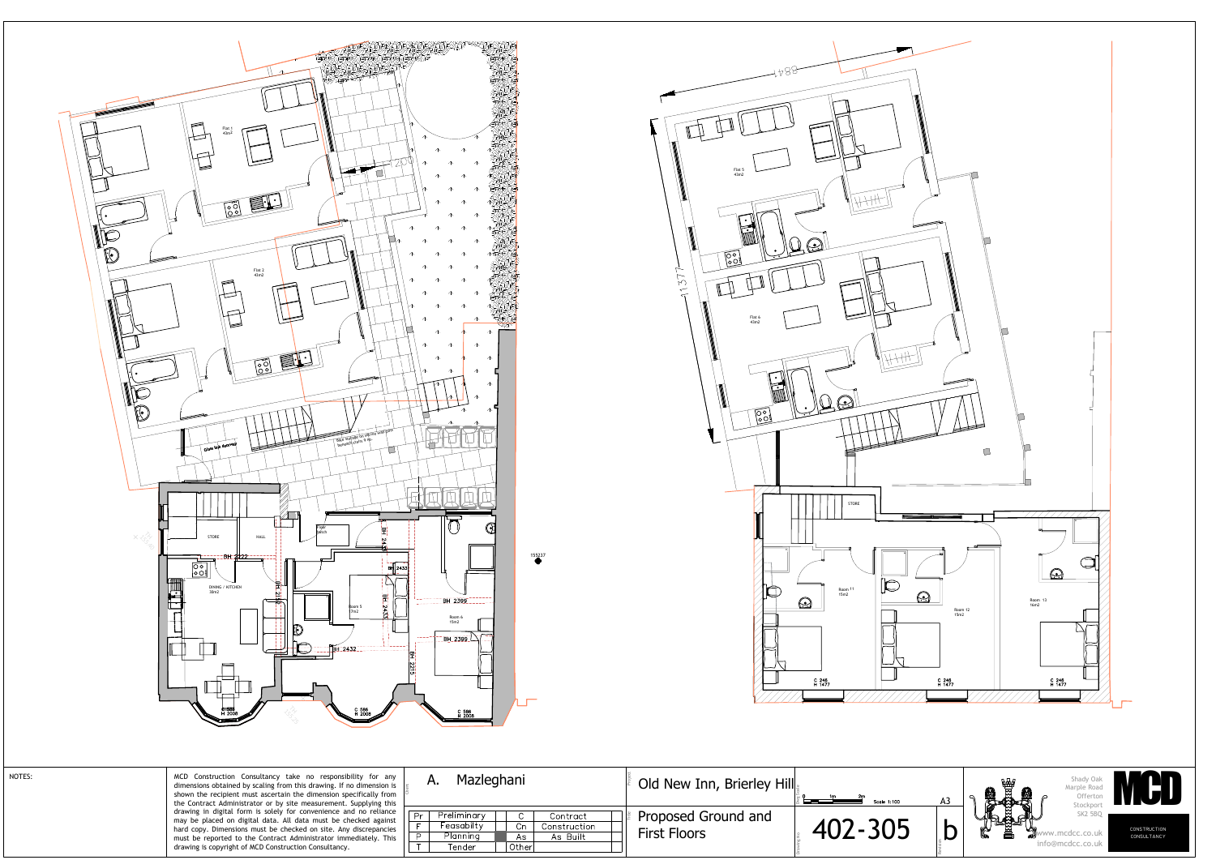Flat 1
43m2

Flat 2
43m2

Glass lock doorway

Stair suitable for sliding wheelchairs
between steps 9 rip

STORE

HALL

DINING / KITCHEN
38m2

Room 5
7m2

Room 6
15m2

BH 2222

BH 2433

BH 2433

BH 2399

BH 2399

BH 2432

BH 2215

C 566
H 2008

C 566
H 2008

C 566
H 2008

155237

Flat 5
43m2

Flat 6
43m2

884

1377

STORE

Room 11
15m2

Room 12
15m2

Room 13
16m2

C 246
H 1477

C 246
H 1477

C 246
H 1477

NOTES:

MCD Construction Consultancy take no responsibility for any dimensions obtained by scaling from this drawing. If no dimension is shown the recipient must ascertain the dimension specifically from the Contract Administrator or by site measurement. Supplying this drawing in digital form is solely for convenience and no reliance may be placed on digital data. All data must be checked against hard copy. Dimensions must be checked on site. Any discrepancies must be reported to the Contract Administrator immediately. This drawing is copyright of MCD Construction Consultancy.

Client: A. Mazleghani

| Pr | Preliminary | C | Contract |
|---|---|---|---|
| F | Feasabilty | Cn | Construction |
| P | Planning | As | As Built |
| T | Tender | Other | |

Project: Old New Inn, Brierley Hill

Title: Proposed Ground and First Floors

Scale 1:100

A3

Drawing No: 402-305

Revision: b

Shady Oak
Marple Road
Offerton
Stockport
SK2 5BQ

www.mcdcc.co.uk
info@mcdcc.co.uk

MCD
CONSTRUCTION CONSULTANCY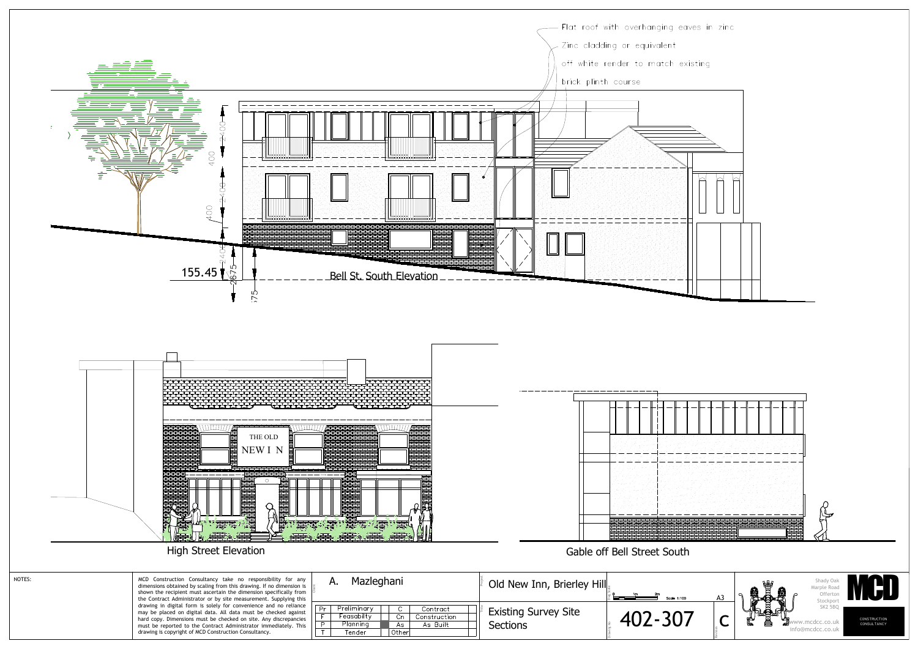Flat roof with overhanging eaves in zinc

Zinc cladding or equivalent

off white render to match existing

brick plinth course

2400

400

2400

400

2400

155.45

2675

575

Bell St. South Elevation

THE OLD

NEW I N

High Street Elevation

Gable off Bell Street South

NOTES:

MCD Construction Consultancy take no responsibility for any dimensions obtained by scaling from this drawing. If no dimension is shown the recipient must ascertain the dimension specifically from the Contract Administrator or by site measurement. Supplying this drawing in digital form is solely for convenience and no reliance may be placed on digital data. All data must be checked against hard copy. Dimensions must be checked on site. Any discrepancies must be reported to the Contract Administrator immediately. This drawing is copyright of MCD Construction Consultancy.

Client: A. Mazleghani

| | | | | |
|---|---|---|---|---|
| Pr | Preliminary | | C | Contract |
| F | Feasabilty | | Cn | Construction |
| P | Planning | | As | As Built |
| T | Tender | | Other | |

Project: Old New Inn, Brierley Hill

Title: Existing Survey Site Sections

0 1m 2m Scale 1:100

A3

Drawing No: 402-307

Revision: C

Shady Oak
Marple Road
Offerton
Stockport
SK2 5BQ

www.mcdcc.co.uk
info@mcdcc.co.uk

MCD CONSTRUCTION CONSULTANCY